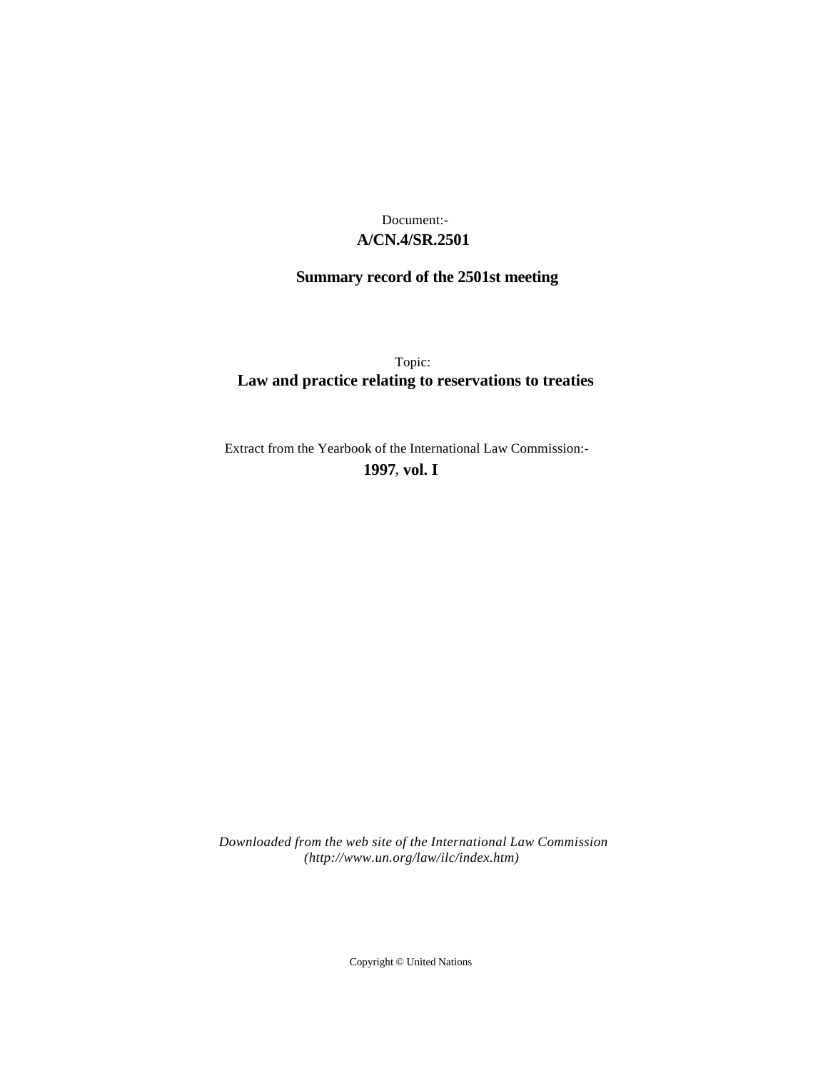Document:-

**A/CN.4/SR.2501**

**Summary record of the 2501st meeting**

Topic:

**Law and practice relating to reservations to treaties**

Extract from the Yearbook of the International Law Commission:-

**1997**, **vol. I**

*Downloaded from the web site of the International Law Commission (http://www.un.org/law/ilc/index.htm)*

Copyright © United Nations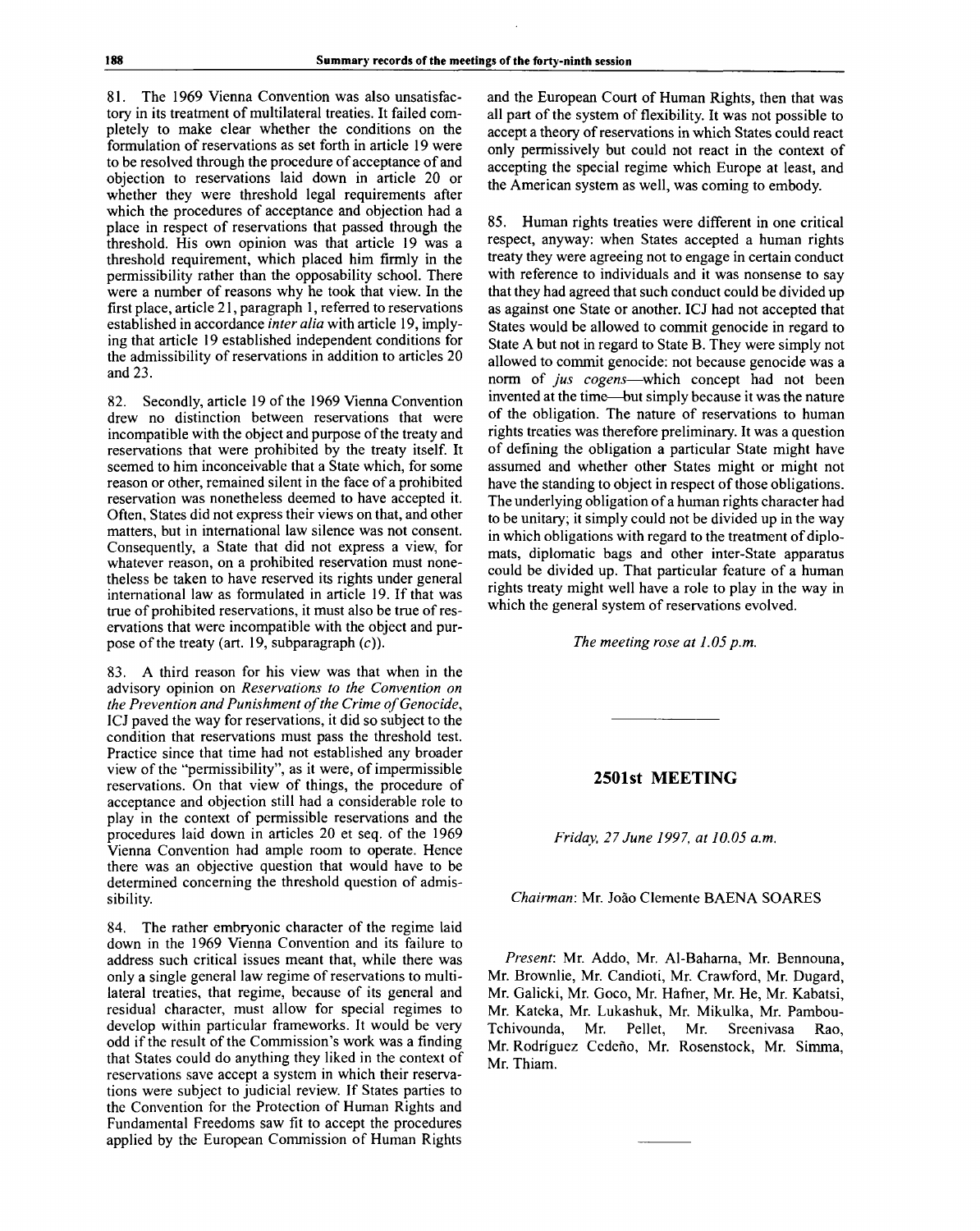81. The 1969 Vienna Convention was also unsatisfactory in its treatment of multilateral treaties. It failed completely to make clear whether the conditions on the formulation of reservations as set forth in article 19 were to be resolved through the procedure of acceptance of and objection to reservations laid down in article 20 or whether they were threshold legal requirements after which the procedures of acceptance and objection had a place in respect of reservations that passed through the threshold. His own opinion was that article 19 was a threshold requirement, which placed him firmly in the permissibility rather than the opposability school. There were a number of reasons why he took that view. In the first place, article 21, paragraph 1, referred to reservations established in accordance *inter alia* with article 19, implying that article 19 established independent conditions for the admissibility of reservations in addition to articles 20 and 23.

82. Secondly, article 19 of the 1969 Vienna Convention drew no distinction between reservations that were incompatible with the object and purpose of the treaty and reservations that were prohibited by the treaty itself. It seemed to him inconceivable that a State which, for some reason or other, remained silent in the face of a prohibited reservation was nonetheless deemed to have accepted it. Often, States did not express their views on that, and other matters, but in international law silence was not consent. Consequently, a State that did not express a view, for whatever reason, on a prohibited reservation must nonetheless be taken to have reserved its rights under general international law as formulated in article 19. If that was true of prohibited reservations, it must also be true of reservations that were incompatible with the object and purpose of the treaty (art. 19, subparagraph (*c*)).

83. A third reason for his view was that when in the advisory opinion on *Reservations to the Convention on the Prevention and Punishment of the Crime of Genocide*, ICJ paved the way for reservations, it did so subject to the condition that reservations must pass the threshold test. Practice since that time had not established any broader view of the "permissibility", as it were, of impermissible reservations. On that view of things, the procedure of acceptance and objection still had a considerable role to play in the context of permissible reservations and the procedures laid down in articles 20 et seq. of the 1969 Vienna Convention had ample room to operate. Hence there was an objective question that would have to be determined concerning the threshold question of admissibility.

84. The rather embryonic character of the regime laid down in the 1969 Vienna Convention and its failure to address such critical issues meant that, while there was only a single general law regime of reservations to multilateral treaties, that regime, because of its general and residual character, must allow for special regimes to develop within particular frameworks. It would be very odd if the result of the Commission's work was a finding that States could do anything they liked in the context of reservations save accept a system in which their reservations were subject to judicial review. If States parties to the Convention for the Protection of Human Rights and Fundamental Freedoms saw fit to accept the procedures applied by the European Commission of Human Rights and the European Court of Human Rights, then that was all part of the system of flexibility. It was not possible to accept a theory of reservations in which States could react only permissively but could not react in the context of accepting the special regime which Europe at least, and the American system as well, was coming to embody.

85. Human rights treaties were different in one critical respect, anyway: when States accepted a human rights treaty they were agreeing not to engage in certain conduct with reference to individuals and it was nonsense to say that they had agreed that such conduct could be divided up as against one State or another. ICJ had not accepted that States would be allowed to commit genocide in regard to State A but not in regard to State B. They were simply not allowed to commit genocide: not because genocide was a norm of *jus cogens*—which concept had not been invented at the time—but simply because it was the nature of the obligation. The nature of reservations to human rights treaties was therefore preliminary. It was a question of defining the obligation a particular State might have assumed and whether other States might or might not have the standing to object in respect of those obligations. The underlying obligation of a human rights character had to be unitary; it simply could not be divided up in the way in which obligations with regard to the treatment of diplomats, diplomatic bags and other inter-State apparatus could be divided up. That particular feature of a human rights treaty might well have a role to play in the way in which the general system of reservations evolved.

*The meeting rose at 1.05 p.m.*

---

## 2501st MEETING

*Friday, 27 June 1997, at 10.05 a.m.*

*Chairman*: Mr. João Clemente BAENA SOARES

*Present*: Mr. Addo, Mr. Al-Baharna, Mr. Bennouna, Mr. Brownlie, Mr. Candioti, Mr. Crawford, Mr. Dugard, Mr. Galicki, Mr. Goco, Mr. Hafner, Mr. He, Mr. Kabatsi, Mr. Kateka, Mr. Lukashuk, Mr. Mikulka, Mr. Pambou-Tchivounda, Mr. Pellet, Mr. Sreenivasa Rao, Mr. Rodríguez Cedeño, Mr. Rosenstock, Mr. Simma, Mr. Thiam.

---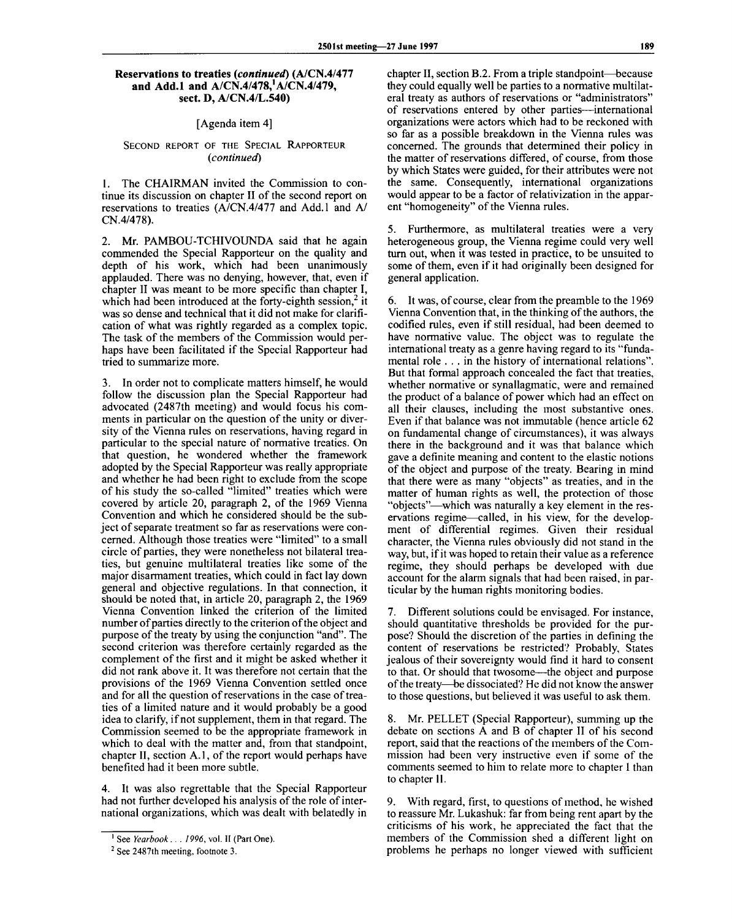## Reservations to treaties (*continued*) (A/CN.4/477 and Add.1 and A/CN.4/478,[1] A/CN.4/479, sect. D, A/CN.4/L.540)

[Agenda item 4]

### SECOND REPORT OF THE SPECIAL RAPPORTEUR (*continued*)

1. The CHAIRMAN invited the Commission to continue its discussion on chapter II of the second report on reservations to treaties (A/CN.4/477 and Add.1 and A/CN.4/478).

2. Mr. PAMBOU-TCHIVOUNDA said that he again commended the Special Rapporteur on the quality and depth of his work, which had been unanimously applauded. There was no denying, however, that, even if chapter II was meant to be more specific than chapter I, which had been introduced at the forty-eighth session,[2] it was so dense and technical that it did not make for clarification of what was rightly regarded as a complex topic. The task of the members of the Commission would perhaps have been facilitated if the Special Rapporteur had tried to summarize more.

3. In order not to complicate matters himself, he would follow the discussion plan the Special Rapporteur had advocated (2487th meeting) and would focus his comments in particular on the question of the unity or diversity of the Vienna rules on reservations, having regard in particular to the special nature of normative treaties. On that question, he wondered whether the framework adopted by the Special Rapporteur was really appropriate and whether he had been right to exclude from the scope of his study the so-called "limited" treaties which were covered by article 20, paragraph 2, of the 1969 Vienna Convention and which he considered should be the subject of separate treatment so far as reservations were concerned. Although those treaties were "limited" to a small circle of parties, they were nonetheless not bilateral treaties, but genuine multilateral treaties like some of the major disarmament treaties, which could in fact lay down general and objective regulations. In that connection, it should be noted that, in article 20, paragraph 2, the 1969 Vienna Convention linked the criterion of the limited number of parties directly to the criterion of the object and purpose of the treaty by using the conjunction "and". The second criterion was therefore certainly regarded as the complement of the first and it might be asked whether it did not rank above it. It was therefore not certain that the provisions of the 1969 Vienna Convention settled once and for all the question of reservations in the case of treaties of a limited nature and it would probably be a good idea to clarify, if not supplement, them in that regard. The Commission seemed to be the appropriate framework in which to deal with the matter and, from that standpoint, chapter II, section A.1, of the report would perhaps have benefited had it been more subtle.

4. It was also regrettable that the Special Rapporteur had not further developed his analysis of the role of international organizations, which was dealt with belatedly in chapter II, section B.2. From a triple standpoint—because they could equally well be parties to a normative multilateral treaty as authors of reservations or "administrators" of reservations entered by other parties—international organizations were actors which had to be reckoned with so far as a possible breakdown in the Vienna rules was concerned. The grounds that determined their policy in the matter of reservations differed, of course, from those by which States were guided, for their attributes were not the same. Consequently, international organizations would appear to be a factor of relativization in the apparent "homogeneity" of the Vienna rules.

5. Furthermore, as multilateral treaties were a very heterogeneous group, the Vienna regime could very well turn out, when it was tested in practice, to be unsuited to some of them, even if it had originally been designed for general application.

6. It was, of course, clear from the preamble to the 1969 Vienna Convention that, in the thinking of the authors, the codified rules, even if still residual, had been deemed to have normative value. The object was to regulate the international treaty as a genre having regard to its "fundamental role . . . in the history of international relations". But that formal approach concealed the fact that treaties, whether normative or synallagmatic, were and remained the product of a balance of power which had an effect on all their clauses, including the most substantive ones. Even if that balance was not immutable (hence article 62 on fundamental change of circumstances), it was always there in the background and it was that balance which gave a definite meaning and content to the elastic notions of the object and purpose of the treaty. Bearing in mind that there were as many "objects" as treaties, and in the matter of human rights as well, the protection of those "objects"—which was naturally a key element in the reservations regime—called, in his view, for the development of differential regimes. Given their residual character, the Vienna rules obviously did not stand in the way, but, if it was hoped to retain their value as a reference regime, they should perhaps be developed with due account for the alarm signals that had been raised, in particular by the human rights monitoring bodies.

7. Different solutions could be envisaged. For instance, should quantitative thresholds be provided for the purpose? Should the discretion of the parties in defining the content of reservations be restricted? Probably, States jealous of their sovereignty would find it hard to consent to that. Or should that twosome—the object and purpose of the treaty—be dissociated? He did not know the answer to those questions, but believed it was useful to ask them.

8. Mr. PELLET (Special Rapporteur), summing up the debate on sections A and B of chapter II of his second report, said that the reactions of the members of the Commission had been very instructive even if some of the comments seemed to him to relate more to chapter I than to chapter II.

9. With regard, first, to questions of method, he wished to reassure Mr. Lukashuk: far from being rent apart by the criticisms of his work, he appreciated the fact that the members of the Commission shed a different light on problems he perhaps no longer viewed with sufficient

---

[1] See *Yearbook . . . 1996*, vol. II (Part One).

[2] See 2487th meeting, footnote 3.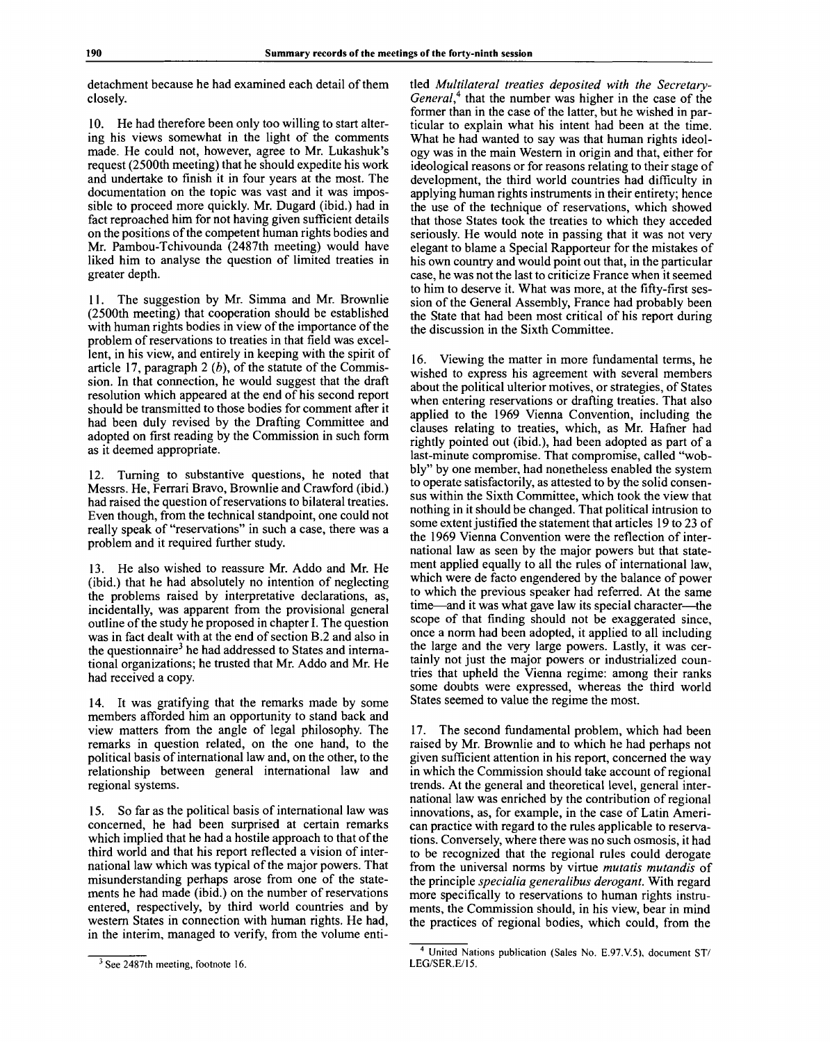detachment because he had examined each detail of them closely.

10. He had therefore been only too willing to start altering his views somewhat in the light of the comments made. He could not, however, agree to Mr. Lukashuk's request (2500th meeting) that he should expedite his work and undertake to finish it in four years at the most. The documentation on the topic was vast and it was impossible to proceed more quickly. Mr. Dugard (ibid.) had in fact reproached him for not having given sufficient details on the positions of the competent human rights bodies and Mr. Pambou-Tchivounda (2487th meeting) would have liked him to analyse the question of limited treaties in greater depth.

11. The suggestion by Mr. Simma and Mr. Brownlie (2500th meeting) that cooperation should be established with human rights bodies in view of the importance of the problem of reservations to treaties in that field was excellent, in his view, and entirely in keeping with the spirit of article 17, paragraph 2 (*b*), of the statute of the Commission. In that connection, he would suggest that the draft resolution which appeared at the end of his second report should be transmitted to those bodies for comment after it had been duly revised by the Drafting Committee and adopted on first reading by the Commission in such form as it deemed appropriate.

12. Turning to substantive questions, he noted that Messrs. He, Ferrari Bravo, Brownlie and Crawford (ibid.) had raised the question of reservations to bilateral treaties. Even though, from the technical standpoint, one could not really speak of "reservations" in such a case, there was a problem and it required further study.

13. He also wished to reassure Mr. Addo and Mr. He (ibid.) that he had absolutely no intention of neglecting the problems raised by interpretative declarations, as, incidentally, was apparent from the provisional general outline of the study he proposed in chapter I. The question was in fact dealt with at the end of section B.2 and also in the questionnaire[3] he had addressed to States and international organizations; he trusted that Mr. Addo and Mr. He had received a copy.

14. It was gratifying that the remarks made by some members afforded him an opportunity to stand back and view matters from the angle of legal philosophy. The remarks in question related, on the one hand, to the political basis of international law and, on the other, to the relationship between general international law and regional systems.

15. So far as the political basis of international law was concerned, he had been surprised at certain remarks which implied that he had a hostile approach to that of the third world and that his report reflected a vision of international law which was typical of the major powers. That misunderstanding perhaps arose from one of the statements he had made (ibid.) on the number of reservations entered, respectively, by third world countries and by western States in connection with human rights. He had, in the interim, managed to verify, from the volume entitled *Multilateral treaties deposited with the Secretary-General*,[4] that the number was higher in the case of the former than in the case of the latter, but he wished in particular to explain what his intent had been at the time. What he had wanted to say was that human rights ideology was in the main Western in origin and that, either for ideological reasons or for reasons relating to their stage of development, the third world countries had difficulty in applying human rights instruments in their entirety; hence the use of the technique of reservations, which showed that those States took the treaties to which they acceded seriously. He would note in passing that it was not very elegant to blame a Special Rapporteur for the mistakes of his own country and would point out that, in the particular case, he was not the last to criticize France when it seemed to him to deserve it. What was more, at the fifty-first session of the General Assembly, France had probably been the State that had been most critical of his report during the discussion in the Sixth Committee.

16. Viewing the matter in more fundamental terms, he wished to express his agreement with several members about the political ulterior motives, or strategies, of States when entering reservations or drafting treaties. That also applied to the 1969 Vienna Convention, including the clauses relating to treaties, which, as Mr. Hafner had rightly pointed out (ibid.), had been adopted as part of a last-minute compromise. That compromise, called "wobbly" by one member, had nonetheless enabled the system to operate satisfactorily, as attested to by the solid consensus within the Sixth Committee, which took the view that nothing in it should be changed. That political intrusion to some extent justified the statement that articles 19 to 23 of the 1969 Vienna Convention were the reflection of international law as seen by the major powers but that statement applied equally to all the rules of international law, which were de facto engendered by the balance of power to which the previous speaker had referred. At the same time—and it was what gave law its special character—the scope of that finding should not be exaggerated since, once a norm had been adopted, it applied to all including the large and the very large powers. Lastly, it was certainly not just the major powers or industrialized countries that upheld the Vienna regime: among their ranks some doubts were expressed, whereas the third world States seemed to value the regime the most.

17. The second fundamental problem, which had been raised by Mr. Brownlie and to which he had perhaps not given sufficient attention in his report, concerned the way in which the Commission should take account of regional trends. At the general and theoretical level, general international law was enriched by the contribution of regional innovations, as, for example, in the case of Latin American practice with regard to the rules applicable to reservations. Conversely, where there was no such osmosis, it had to be recognized that the regional rules could derogate from the universal norms by virtue *mutatis mutandis* of the principle *specialia generalibus derogant*. With regard more specifically to reservations to human rights instruments, the Commission should, in his view, bear in mind the practices of regional bodies, which could, from the

[3] See 2487th meeting, footnote 16.

[4] United Nations publication (Sales No. E.97.V.5), document ST/LEG/SER.E/15.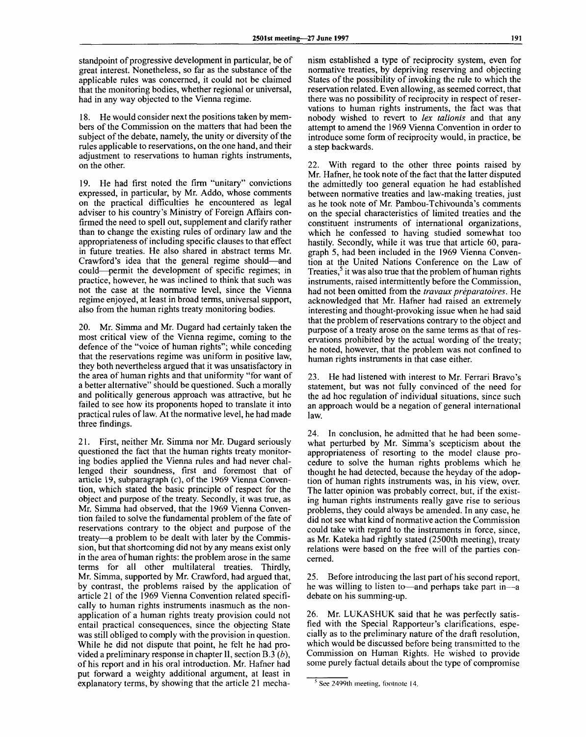standpoint of progressive development in particular, be of great interest. Nonetheless, so far as the substance of the applicable rules was concerned, it could not be claimed that the monitoring bodies, whether regional or universal, had in any way objected to the Vienna regime.

18. He would consider next the positions taken by members of the Commission on the matters that had been the subject of the debate, namely, the unity or diversity of the rules applicable to reservations, on the one hand, and their adjustment to reservations to human rights instruments, on the other.

19. He had first noted the firm "unitary" convictions expressed, in particular, by Mr. Addo, whose comments on the practical difficulties he encountered as legal adviser to his country's Ministry of Foreign Affairs confirmed the need to spell out, supplement and clarify rather than to change the existing rules of ordinary law and the appropriateness of including specific clauses to that effect in future treaties. He also shared in abstract terms Mr. Crawford's idea that the general regime should—and could—permit the development of specific regimes; in practice, however, he was inclined to think that such was not the case at the normative level, since the Vienna regime enjoyed, at least in broad terms, universal support, also from the human rights treaty monitoring bodies.

20. Mr. Simma and Mr. Dugard had certainly taken the most critical view of the Vienna regime, coming to the defence of the "voice of human rights"; while conceding that the reservations regime was uniform in positive law, they both nevertheless argued that it was unsatisfactory in the area of human rights and that uniformity "for want of a better alternative" should be questioned. Such a morally and politically generous approach was attractive, but he failed to see how its proponents hoped to translate it into practical rules of law. At the normative level, he had made three findings.

21. First, neither Mr. Simma nor Mr. Dugard seriously questioned the fact that the human rights treaty monitoring bodies applied the Vienna rules and had never challenged their soundness, first and foremost that of article 19, subparagraph (*c*), of the 1969 Vienna Convention, which stated the basic principle of respect for the object and purpose of the treaty. Secondly, it was true, as Mr. Simma had observed, that the 1969 Vienna Convention failed to solve the fundamental problem of the fate of reservations contrary to the object and purpose of the treaty—a problem to be dealt with later by the Commission, but that shortcoming did not by any means exist only in the area of human rights: the problem arose in the same terms for all other multilateral treaties. Thirdly, Mr. Simma, supported by Mr. Crawford, had argued that, by contrast, the problems raised by the application of article 21 of the 1969 Vienna Convention related specifically to human rights instruments inasmuch as the non-application of a human rights treaty provision could not entail practical consequences, since the objecting State was still obliged to comply with the provision in question. While he did not dispute that point, he felt he had provided a preliminary response in chapter II, section B.3 (*b*), of his report and in his oral introduction. Mr. Hafner had put forward a weighty additional argument, at least in explanatory terms, by showing that the article 21 mechanism established a type of reciprocity system, even for normative treaties, by depriving reserving and objecting States of the possibility of invoking the rule to which the reservation related. Even allowing, as seemed correct, that there was no possibility of reciprocity in respect of reservations to human rights instruments, the fact was that nobody wished to revert to *lex talionis* and that any attempt to amend the 1969 Vienna Convention in order to introduce some form of reciprocity would, in practice, be a step backwards.

22. With regard to the other three points raised by Mr. Hafner, he took note of the fact that the latter disputed the admittedly too general equation he had established between normative treaties and law-making treaties, just as he took note of Mr. Pambou-Tchivounda's comments on the special characteristics of limited treaties and the constituent instruments of international organizations, which he confessed to having studied somewhat too hastily. Secondly, while it was true that article 60, paragraph 5, had been included in the 1969 Vienna Convention at the United Nations Conference on the Law of Treaties,[5] it was also true that the problem of human rights instruments, raised intermittently before the Commission, had not been omitted from the *travaux préparatoires*. He acknowledged that Mr. Hafner had raised an extremely interesting and thought-provoking issue when he had said that the problem of reservations contrary to the object and purpose of a treaty arose on the same terms as that of reservations prohibited by the actual wording of the treaty; he noted, however, that the problem was not confined to human rights instruments in that case either.

23. He had listened with interest to Mr. Ferrari Bravo's statement, but was not fully convinced of the need for the ad hoc regulation of individual situations, since such an approach would be a negation of general international law.

24. In conclusion, he admitted that he had been somewhat perturbed by Mr. Simma's scepticism about the appropriateness of resorting to the model clause procedure to solve the human rights problems which he thought he had detected, because the heyday of the adoption of human rights instruments was, in his view, over. The latter opinion was probably correct, but, if the existing human rights instruments really gave rise to serious problems, they could always be amended. In any case, he did not see what kind of normative action the Commission could take with regard to the instruments in force, since, as Mr. Kateka had rightly stated (2500th meeting), treaty relations were based on the free will of the parties concerned.

25. Before introducing the last part of his second report, he was willing to listen to—and perhaps take part in—a debate on his summing-up.

26. Mr. LUKASHUK said that he was perfectly satisfied with the Special Rapporteur's clarifications, especially as to the preliminary nature of the draft resolution, which would be discussed before being transmitted to the Commission on Human Rights. He wished to provide some purely factual details about the type of compromise

[5] See 2499th meeting, footnote 14.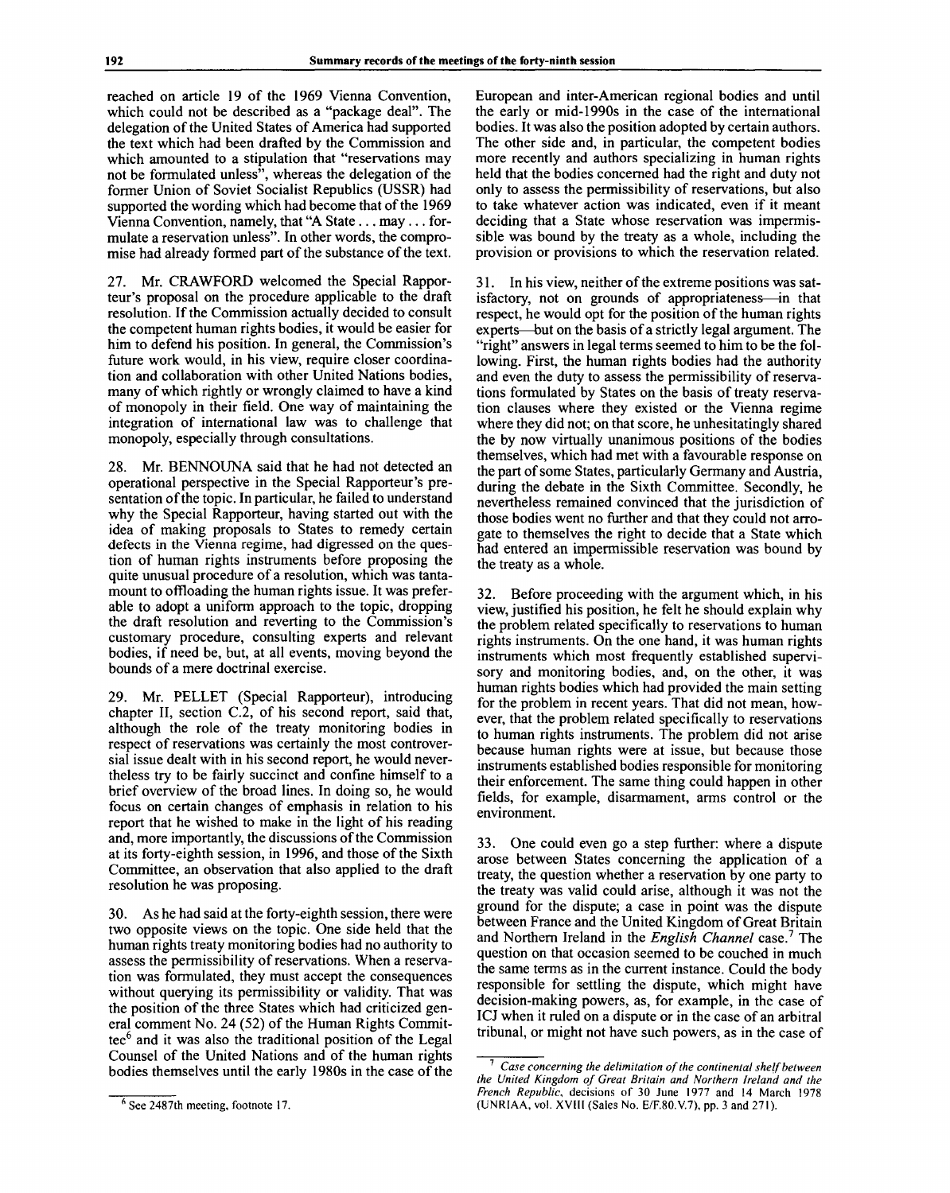reached on article 19 of the 1969 Vienna Convention, which could not be described as a "package deal". The delegation of the United States of America had supported the text which had been drafted by the Commission and which amounted to a stipulation that "reservations may not be formulated unless", whereas the delegation of the former Union of Soviet Socialist Republics (USSR) had supported the wording which had become that of the 1969 Vienna Convention, namely, that "A State . . . may . . . formulate a reservation unless". In other words, the compromise had already formed part of the substance of the text.

27. Mr. CRAWFORD welcomed the Special Rapporteur's proposal on the procedure applicable to the draft resolution. If the Commission actually decided to consult the competent human rights bodies, it would be easier for him to defend his position. In general, the Commission's future work would, in his view, require closer coordination and collaboration with other United Nations bodies, many of which rightly or wrongly claimed to have a kind of monopoly in their field. One way of maintaining the integration of international law was to challenge that monopoly, especially through consultations.

28. Mr. BENNOUNA said that he had not detected an operational perspective in the Special Rapporteur's presentation of the topic. In particular, he failed to understand why the Special Rapporteur, having started out with the idea of making proposals to States to remedy certain defects in the Vienna regime, had digressed on the question of human rights instruments before proposing the quite unusual procedure of a resolution, which was tantamount to offloading the human rights issue. It was preferable to adopt a uniform approach to the topic, dropping the draft resolution and reverting to the Commission's customary procedure, consulting experts and relevant bodies, if need be, but, at all events, moving beyond the bounds of a mere doctrinal exercise.

29. Mr. PELLET (Special Rapporteur), introducing chapter II, section C.2, of his second report, said that, although the role of the treaty monitoring bodies in respect of reservations was certainly the most controversial issue dealt with in his second report, he would nevertheless try to be fairly succinct and confine himself to a brief overview of the broad lines. In doing so, he would focus on certain changes of emphasis in relation to his report that he wished to make in the light of his reading and, more importantly, the discussions of the Commission at its forty-eighth session, in 1996, and those of the Sixth Committee, an observation that also applied to the draft resolution he was proposing.

30. As he had said at the forty-eighth session, there were two opposite views on the topic. One side held that the human rights treaty monitoring bodies had no authority to assess the permissibility of reservations. When a reservation was formulated, they must accept the consequences without querying its permissibility or validity. That was the position of the three States which had criticized general comment No. 24 (52) of the Human Rights Committee[6] and it was also the traditional position of the Legal Counsel of the United Nations and of the human rights bodies themselves until the early 1980s in the case of the European and inter-American regional bodies and until the early or mid-1990s in the case of the international bodies. It was also the position adopted by certain authors. The other side and, in particular, the competent bodies more recently and authors specializing in human rights held that the bodies concerned had the right and duty not only to assess the permissibility of reservations, but also to take whatever action was indicated, even if it meant deciding that a State whose reservation was impermissible was bound by the treaty as a whole, including the provision or provisions to which the reservation related.

31. In his view, neither of the extreme positions was satisfactory, not on grounds of appropriateness—in that respect, he would opt for the position of the human rights experts—but on the basis of a strictly legal argument. The "right" answers in legal terms seemed to him to be the following. First, the human rights bodies had the authority and even the duty to assess the permissibility of reservations formulated by States on the basis of treaty reservation clauses where they existed or the Vienna regime where they did not; on that score, he unhesitatingly shared the by now virtually unanimous positions of the bodies themselves, which had met with a favourable response on the part of some States, particularly Germany and Austria, during the debate in the Sixth Committee. Secondly, he nevertheless remained convinced that the jurisdiction of those bodies went no further and that they could not arrogate to themselves the right to decide that a State which had entered an impermissible reservation was bound by the treaty as a whole.

32. Before proceeding with the argument which, in his view, justified his position, he felt he should explain why the problem related specifically to reservations to human rights instruments. On the one hand, it was human rights instruments which most frequently established supervisory and monitoring bodies, and, on the other, it was human rights bodies which had provided the main setting for the problem in recent years. That did not mean, however, that the problem related specifically to reservations to human rights instruments. The problem did not arise because human rights were at issue, but because those instruments established bodies responsible for monitoring their enforcement. The same thing could happen in other fields, for example, disarmament, arms control or the environment.

33. One could even go a step further: where a dispute arose between States concerning the application of a treaty, the question whether a reservation by one party to the treaty was valid could arise, although it was not the ground for the dispute; a case in point was the dispute between France and the United Kingdom of Great Britain and Northern Ireland in the *English Channel* case.[7] The question on that occasion seemed to be couched in much the same terms as in the current instance. Could the body responsible for settling the dispute, which might have decision-making powers, as, for example, in the case of ICJ when it ruled on a dispute or in the case of an arbitral tribunal, or might not have such powers, as in the case of

---

[6] See 2487th meeting, footnote 17.

[7] *Case concerning the delimitation of the continental shelf between the United Kingdom of Great Britain and Northern Ireland and the French Republic*, decisions of 30 June 1977 and 14 March 1978 (UNRIAA, vol. XVIII (Sales No. E/F.80.V.7), pp. 3 and 271).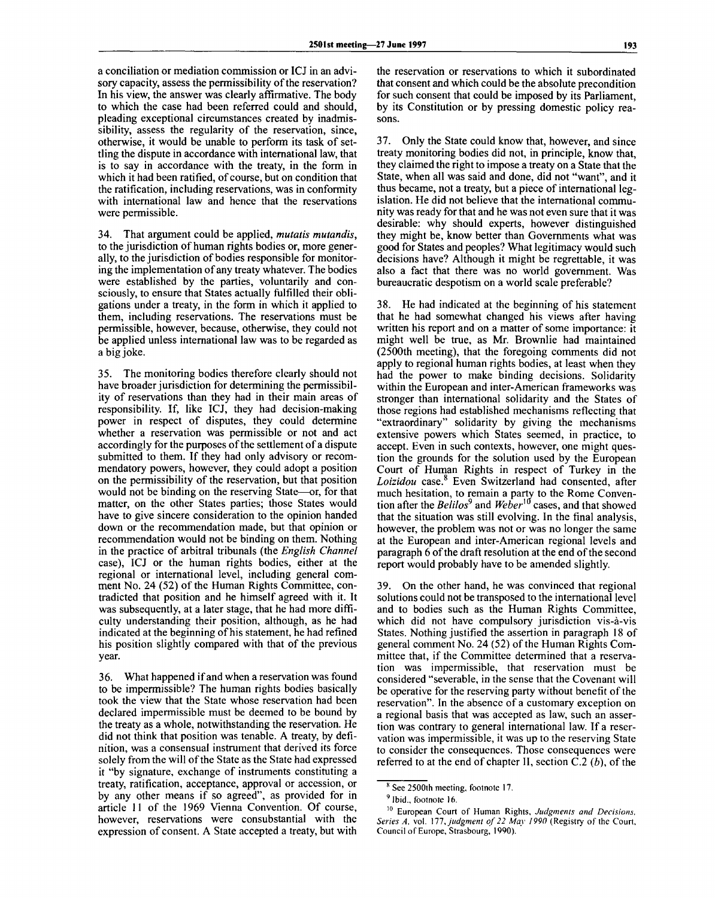a conciliation or mediation commission or ICJ in an advisory capacity, assess the permissibility of the reservation? In his view, the answer was clearly affirmative. The body to which the case had been referred could and should, pleading exceptional circumstances created by inadmissibility, assess the regularity of the reservation, since, otherwise, it would be unable to perform its task of settling the dispute in accordance with international law, that is to say in accordance with the treaty, in the form in which it had been ratified, of course, but on condition that the ratification, including reservations, was in conformity with international law and hence that the reservations were permissible.

34. That argument could be applied, *mutatis mutandis*, to the jurisdiction of human rights bodies or, more generally, to the jurisdiction of bodies responsible for monitoring the implementation of any treaty whatever. The bodies were established by the parties, voluntarily and consciously, to ensure that States actually fulfilled their obligations under a treaty, in the form in which it applied to them, including reservations. The reservations must be permissible, however, because, otherwise, they could not be applied unless international law was to be regarded as a big joke.

35. The monitoring bodies therefore clearly should not have broader jurisdiction for determining the permissibility of reservations than they had in their main areas of responsibility. If, like ICJ, they had decision-making power in respect of disputes, they could determine whether a reservation was permissible or not and act accordingly for the purposes of the settlement of a dispute submitted to them. If they had only advisory or recommendatory powers, however, they could adopt a position on the permissibility of the reservation, but that position would not be binding on the reserving State—or, for that matter, on the other States parties; those States would have to give sincere consideration to the opinion handed down or the recommendation made, but that opinion or recommendation would not be binding on them. Nothing in the practice of arbitral tribunals (the *English Channel* case), ICJ or the human rights bodies, either at the regional or international level, including general comment No. 24 (52) of the Human Rights Committee, contradicted that position and he himself agreed with it. It was subsequently, at a later stage, that he had more difficulty understanding their position, although, as he had indicated at the beginning of his statement, he had refined his position slightly compared with that of the previous year.

36. What happened if and when a reservation was found to be impermissible? The human rights bodies basically took the view that the State whose reservation had been declared impermissible must be deemed to be bound by the treaty as a whole, notwithstanding the reservation. He did not think that position was tenable. A treaty, by definition, was a consensual instrument that derived its force solely from the will of the State as the State had expressed it "by signature, exchange of instruments constituting a treaty, ratification, acceptance, approval or accession, or by any other means if so agreed", as provided for in article 11 of the 1969 Vienna Convention. Of course, however, reservations were consubstantial with the expression of consent. A State accepted a treaty, but with the reservation or reservations to which it subordinated that consent and which could be the absolute precondition for such consent that could be imposed by its Parliament, by its Constitution or by pressing domestic policy reasons.

37. Only the State could know that, however, and since treaty monitoring bodies did not, in principle, know that, they claimed the right to impose a treaty on a State that the State, when all was said and done, did not "want", and it thus became, not a treaty, but a piece of international legislation. He did not believe that the international community was ready for that and he was not even sure that it was desirable: why should experts, however distinguished they might be, know better than Governments what was good for States and peoples? What legitimacy would such decisions have? Although it might be regrettable, it was also a fact that there was no world government. Was bureaucratic despotism on a world scale preferable?

38. He had indicated at the beginning of his statement that he had somewhat changed his views after having written his report and on a matter of some importance: it might well be true, as Mr. Brownlie had maintained (2500th meeting), that the foregoing comments did not apply to regional human rights bodies, at least when they had the power to make binding decisions. Solidarity within the European and inter-American frameworks was stronger than international solidarity and the States of those regions had established mechanisms reflecting that "extraordinary" solidarity by giving the mechanisms extensive powers which States seemed, in practice, to accept. Even in such contexts, however, one might question the grounds for the solution used by the European Court of Human Rights in respect of Turkey in the *Loizidou* case.[8] Even Switzerland had consented, after much hesitation, to remain a party to the Rome Convention after the *Belilos*[9] and *Weber*[10] cases, and that showed that the situation was still evolving. In the final analysis, however, the problem was not or was no longer the same at the European and inter-American regional levels and paragraph 6 of the draft resolution at the end of the second report would probably have to be amended slightly.

39. On the other hand, he was convinced that regional solutions could not be transposed to the international level and to bodies such as the Human Rights Committee, which did not have compulsory jurisdiction vis-à-vis States. Nothing justified the assertion in paragraph 18 of general comment No. 24 (52) of the Human Rights Committee that, if the Committee determined that a reservation was impermissible, that reservation must be considered "severable, in the sense that the Covenant will be operative for the reserving party without benefit of the reservation". In the absence of a customary exception on a regional basis that was accepted as law, such an assertion was contrary to general international law. If a reservation was impermissible, it was up to the reserving State to consider the consequences. Those consequences were referred to at the end of chapter II, section C.2 (*b*), of the

[8] See 2500th meeting, footnote 17.

[9] Ibid., footnote 16.

[10] European Court of Human Rights, *Judgments and Decisions, Series A*, vol. 177, *judgment of 22 May 1990* (Registry of the Court, Council of Europe, Strasbourg, 1990).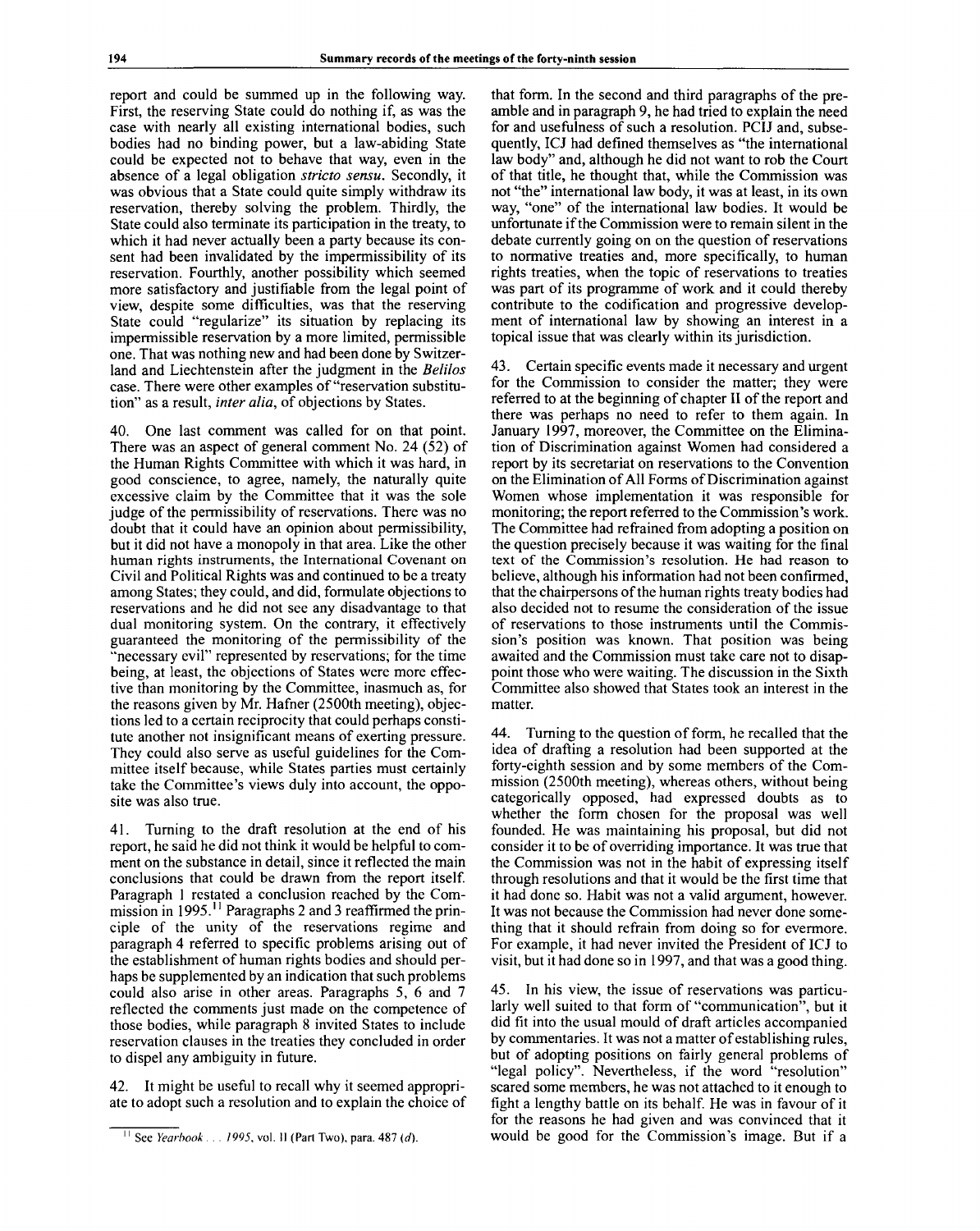report and could be summed up in the following way. First, the reserving State could do nothing if, as was the case with nearly all existing international bodies, such bodies had no binding power, but a law-abiding State could be expected not to behave that way, even in the absence of a legal obligation *stricto sensu*. Secondly, it was obvious that a State could quite simply withdraw its reservation, thereby solving the problem. Thirdly, the State could also terminate its participation in the treaty, to which it had never actually been a party because its consent had been invalidated by the impermissibility of its reservation. Fourthly, another possibility which seemed more satisfactory and justifiable from the legal point of view, despite some difficulties, was that the reserving State could "regularize" its situation by replacing its impermissible reservation by a more limited, permissible one. That was nothing new and had been done by Switzerland and Liechtenstein after the judgment in the *Belilos* case. There were other examples of "reservation substitution" as a result, *inter alia*, of objections by States.

40. One last comment was called for on that point. There was an aspect of general comment No. 24 (52) of the Human Rights Committee with which it was hard, in good conscience, to agree, namely, the naturally quite excessive claim by the Committee that it was the sole judge of the permissibility of reservations. There was no doubt that it could have an opinion about permissibility, but it did not have a monopoly in that area. Like the other human rights instruments, the International Covenant on Civil and Political Rights was and continued to be a treaty among States; they could, and did, formulate objections to reservations and he did not see any disadvantage to that dual monitoring system. On the contrary, it effectively guaranteed the monitoring of the permissibility of the "necessary evil" represented by reservations; for the time being, at least, the objections of States were more effective than monitoring by the Committee, inasmuch as, for the reasons given by Mr. Hafner (2500th meeting), objections led to a certain reciprocity that could perhaps constitute another not insignificant means of exerting pressure. They could also serve as useful guidelines for the Committee itself because, while States parties must certainly take the Committee's views duly into account, the opposite was also true.

41. Turning to the draft resolution at the end of his report, he said he did not think it would be helpful to comment on the substance in detail, since it reflected the main conclusions that could be drawn from the report itself. Paragraph 1 restated a conclusion reached by the Commission in 1995.[11] Paragraphs 2 and 3 reaffirmed the principle of the unity of the reservations regime and paragraph 4 referred to specific problems arising out of the establishment of human rights bodies and should perhaps be supplemented by an indication that such problems could also arise in other areas. Paragraphs 5, 6 and 7 reflected the comments just made on the competence of those bodies, while paragraph 8 invited States to include reservation clauses in the treaties they concluded in order to dispel any ambiguity in future.

42. It might be useful to recall why it seemed appropriate to adopt such a resolution and to explain the choice of that form. In the second and third paragraphs of the preamble and in paragraph 9, he had tried to explain the need for and usefulness of such a resolution. PCIJ and, subsequently, ICJ had defined themselves as "the international law body" and, although he did not want to rob the Court of that title, he thought that, while the Commission was not "the" international law body, it was at least, in its own way, "one" of the international law bodies. It would be unfortunate if the Commission were to remain silent in the debate currently going on on the question of reservations to normative treaties and, more specifically, to human rights treaties, when the topic of reservations to treaties was part of its programme of work and it could thereby contribute to the codification and progressive development of international law by showing an interest in a topical issue that was clearly within its jurisdiction.

43. Certain specific events made it necessary and urgent for the Commission to consider the matter; they were referred to at the beginning of chapter II of the report and there was perhaps no need to refer to them again. In January 1997, moreover, the Committee on the Elimination of Discrimination against Women had considered a report by its secretariat on reservations to the Convention on the Elimination of All Forms of Discrimination against Women whose implementation it was responsible for monitoring; the report referred to the Commission's work. The Committee had refrained from adopting a position on the question precisely because it was waiting for the final text of the Commission's resolution. He had reason to believe, although his information had not been confirmed, that the chairpersons of the human rights treaty bodies had also decided not to resume the consideration of the issue of reservations to those instruments until the Commission's position was known. That position was being awaited and the Commission must take care not to disappoint those who were waiting. The discussion in the Sixth Committee also showed that States took an interest in the matter.

44. Turning to the question of form, he recalled that the idea of drafting a resolution had been supported at the forty-eighth session and by some members of the Commission (2500th meeting), whereas others, without being categorically opposed, had expressed doubts as to whether the form chosen for the proposal was well founded. He was maintaining his proposal, but did not consider it to be of overriding importance. It was true that the Commission was not in the habit of expressing itself through resolutions and that it would be the first time that it had done so. Habit was not a valid argument, however. It was not because the Commission had never done something that it should refrain from doing so for evermore. For example, it had never invited the President of ICJ to visit, but it had done so in 1997, and that was a good thing.

45. In his view, the issue of reservations was particularly well suited to that form of "communication", but it did fit into the usual mould of draft articles accompanied by commentaries. It was not a matter of establishing rules, but of adopting positions on fairly general problems of "legal policy". Nevertheless, if the word "resolution" scared some members, he was not attached to it enough to fight a lengthy battle on its behalf. He was in favour of it for the reasons he had given and was convinced that it would be good for the Commission's image. But if a

[11] See *Yearbook . . . 1995*, vol. II (Part Two), para. 487 (*d*).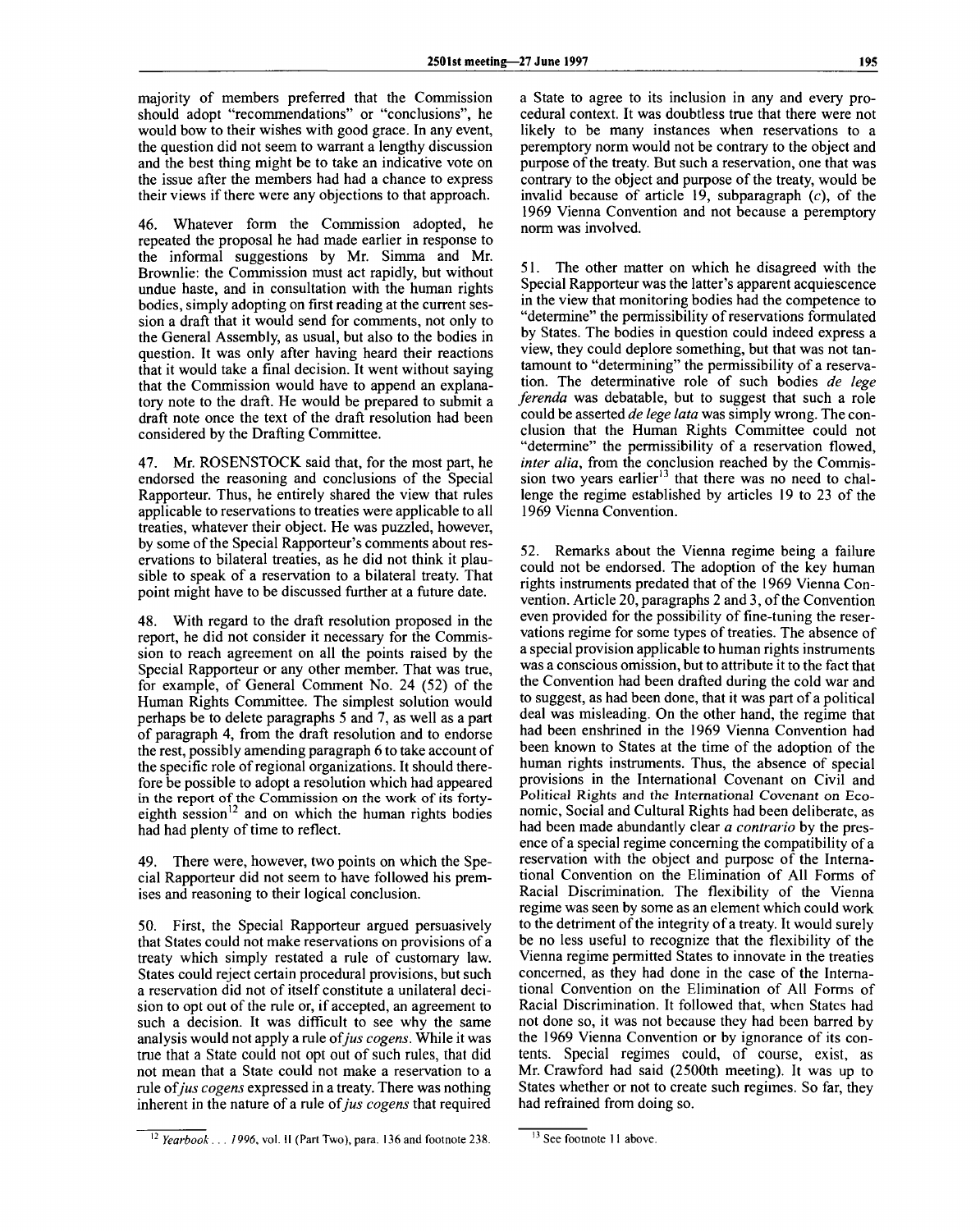majority of members preferred that the Commission should adopt "recommendations" or "conclusions", he would bow to their wishes with good grace. In any event, the question did not seem to warrant a lengthy discussion and the best thing might be to take an indicative vote on the issue after the members had had a chance to express their views if there were any objections to that approach.

46. Whatever form the Commission adopted, he repeated the proposal he had made earlier in response to the informal suggestions by Mr. Simma and Mr. Brownlie: the Commission must act rapidly, but without undue haste, and in consultation with the human rights bodies, simply adopting on first reading at the current session a draft that it would send for comments, not only to the General Assembly, as usual, but also to the bodies in question. It was only after having heard their reactions that it would take a final decision. It went without saying that the Commission would have to append an explanatory note to the draft. He would be prepared to submit a draft note once the text of the draft resolution had been considered by the Drafting Committee.

47. Mr. ROSENSTOCK said that, for the most part, he endorsed the reasoning and conclusions of the Special Rapporteur. Thus, he entirely shared the view that rules applicable to reservations to treaties were applicable to all treaties, whatever their object. He was puzzled, however, by some of the Special Rapporteur's comments about reservations to bilateral treaties, as he did not think it plausible to speak of a reservation to a bilateral treaty. That point might have to be discussed further at a future date.

48. With regard to the draft resolution proposed in the report, he did not consider it necessary for the Commission to reach agreement on all the points raised by the Special Rapporteur or any other member. That was true, for example, of General Comment No. 24 (52) of the Human Rights Committee. The simplest solution would perhaps be to delete paragraphs 5 and 7, as well as a part of paragraph 4, from the draft resolution and to endorse the rest, possibly amending paragraph 6 to take account of the specific role of regional organizations. It should therefore be possible to adopt a resolution which had appeared in the report of the Commission on the work of its forty-eighth session[12] and on which the human rights bodies had had plenty of time to reflect.

49. There were, however, two points on which the Special Rapporteur did not seem to have followed his premises and reasoning to their logical conclusion.

50. First, the Special Rapporteur argued persuasively that States could not make reservations on provisions of a treaty which simply restated a rule of customary law. States could reject certain procedural provisions, but such a reservation did not of itself constitute a unilateral decision to opt out of the rule or, if accepted, an agreement to such a decision. It was difficult to see why the same analysis would not apply a rule of *jus cogens*. While it was true that a State could not opt out of such rules, that did not mean that a State could not make a reservation to a rule of *jus cogens* expressed in a treaty. There was nothing inherent in the nature of a rule of *jus cogens* that required a State to agree to its inclusion in any and every procedural context. It was doubtless true that there were not likely to be many instances when reservations to a peremptory norm would not be contrary to the object and purpose of the treaty. But such a reservation, one that was contrary to the object and purpose of the treaty, would be invalid because of article 19, subparagraph (*c*), of the 1969 Vienna Convention and not because a peremptory norm was involved.

51. The other matter on which he disagreed with the Special Rapporteur was the latter's apparent acquiescence in the view that monitoring bodies had the competence to "determine" the permissibility of reservations formulated by States. The bodies in question could indeed express a view, they could deplore something, but that was not tantamount to "determining" the permissibility of a reservation. The determinative role of such bodies *de lege ferenda* was debatable, but to suggest that such a role could be asserted *de lege lata* was simply wrong. The conclusion that the Human Rights Committee could not "determine" the permissibility of a reservation flowed, *inter alia*, from the conclusion reached by the Commission two years earlier[13] that there was no need to challenge the regime established by articles 19 to 23 of the 1969 Vienna Convention.

52. Remarks about the Vienna regime being a failure could not be endorsed. The adoption of the key human rights instruments predated that of the 1969 Vienna Convention. Article 20, paragraphs 2 and 3, of the Convention even provided for the possibility of fine-tuning the reservations regime for some types of treaties. The absence of a special provision applicable to human rights instruments was a conscious omission, but to attribute it to the fact that the Convention had been drafted during the cold war and to suggest, as had been done, that it was part of a political deal was misleading. On the other hand, the regime that had been enshrined in the 1969 Vienna Convention had been known to States at the time of the adoption of the human rights instruments. Thus, the absence of special provisions in the International Covenant on Civil and Political Rights and the International Covenant on Economic, Social and Cultural Rights had been deliberate, as had been made abundantly clear *a contrario* by the presence of a special regime concerning the compatibility of a reservation with the object and purpose of the International Convention on the Elimination of All Forms of Racial Discrimination. The flexibility of the Vienna regime was seen by some as an element which could work to the detriment of the integrity of a treaty. It would surely be no less useful to recognize that the flexibility of the Vienna regime permitted States to innovate in the treaties concerned, as they had done in the case of the International Convention on the Elimination of All Forms of Racial Discrimination. It followed that, when States had not done so, it was not because they had been barred by the 1969 Vienna Convention or by ignorance of its contents. Special regimes could, of course, exist, as Mr. Crawford had said (2500th meeting). It was up to States whether or not to create such regimes. So far, they had refrained from doing so.

---

[12] *Yearbook . . . 1996*, vol. II (Part Two), para. 136 and footnote 238.

[13] See footnote 11 above.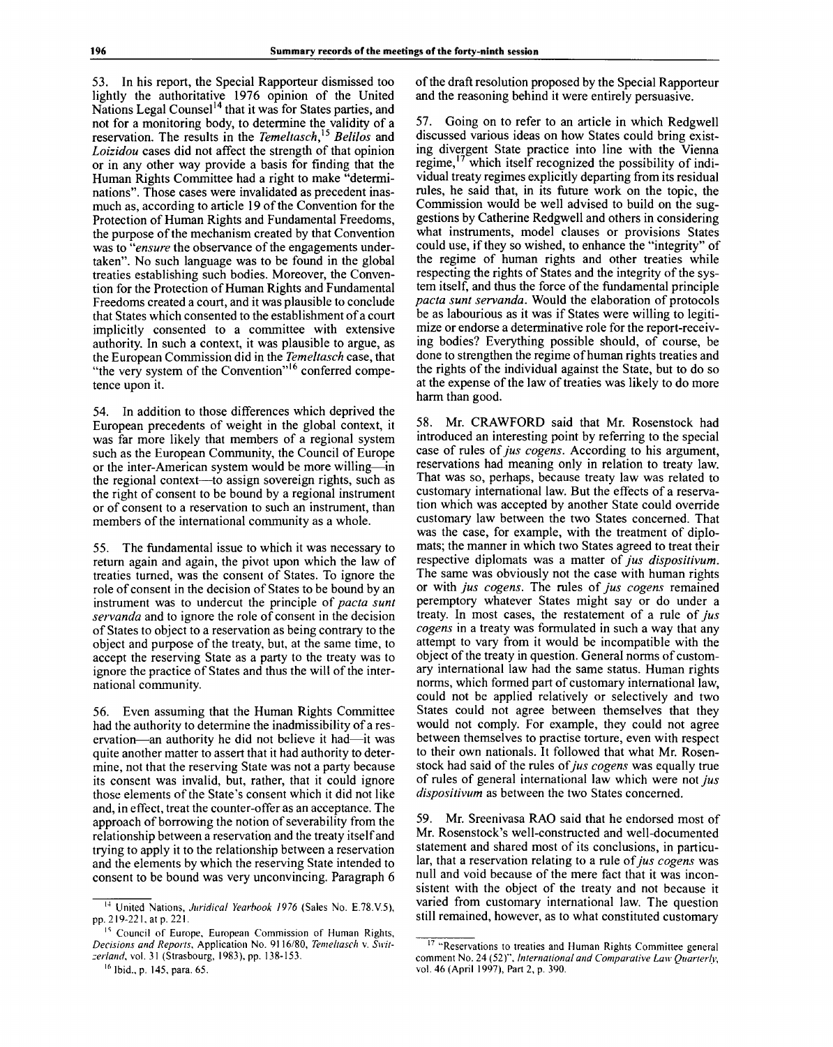53. In his report, the Special Rapporteur dismissed too lightly the authoritative 1976 opinion of the United Nations Legal Counsel[14] that it was for States parties, and not for a monitoring body, to determine the validity of a reservation. The results in the *Temeltasch*,[15] *Belilos* and *Loizidou* cases did not affect the strength of that opinion or in any other way provide a basis for finding that the Human Rights Committee had a right to make "determinations". Those cases were invalidated as precedent inasmuch as, according to article 19 of the Convention for the Protection of Human Rights and Fundamental Freedoms, the purpose of the mechanism created by that Convention was to "*ensure* the observance of the engagements undertaken". No such language was to be found in the global treaties establishing such bodies. Moreover, the Convention for the Protection of Human Rights and Fundamental Freedoms created a court, and it was plausible to conclude that States which consented to the establishment of a court implicitly consented to a committee with extensive authority. In such a context, it was plausible to argue, as the European Commission did in the *Temeltasch* case, that "the very system of the Convention"[16] conferred competence upon it.

54. In addition to those differences which deprived the European precedents of weight in the global context, it was far more likely that members of a regional system such as the European Community, the Council of Europe or the inter-American system would be more willing—in the regional context—to assign sovereign rights, such as the right of consent to be bound by a regional instrument or of consent to a reservation to such an instrument, than members of the international community as a whole.

55. The fundamental issue to which it was necessary to return again and again, the pivot upon which the law of treaties turned, was the consent of States. To ignore the role of consent in the decision of States to be bound by an instrument was to undercut the principle of *pacta sunt servanda* and to ignore the role of consent in the decision of States to object to a reservation as being contrary to the object and purpose of the treaty, but, at the same time, to accept the reserving State as a party to the treaty was to ignore the practice of States and thus the will of the international community.

56. Even assuming that the Human Rights Committee had the authority to determine the inadmissibility of a reservation—an authority he did not believe it had—it was quite another matter to assert that it had authority to determine, not that the reserving State was not a party because its consent was invalid, but, rather, that it could ignore those elements of the State's consent which it did not like and, in effect, treat the counter-offer as an acceptance. The approach of borrowing the notion of severability from the relationship between a reservation and the treaty itself and trying to apply it to the relationship between a reservation and the elements by which the reserving State intended to consent to be bound was very unconvincing. Paragraph 6 of the draft resolution proposed by the Special Rapporteur and the reasoning behind it were entirely persuasive.

57. Going on to refer to an article in which Redgwell discussed various ideas on how States could bring existing divergent State practice into line with the Vienna regime,[17] which itself recognized the possibility of individual treaty regimes explicitly departing from its residual rules, he said that, in its future work on the topic, the Commission would be well advised to build on the suggestions by Catherine Redgwell and others in considering what instruments, model clauses or provisions States could use, if they so wished, to enhance the "integrity" of the regime of human rights and other treaties while respecting the rights of States and the integrity of the system itself, and thus the force of the fundamental principle *pacta sunt servanda*. Would the elaboration of protocols be as labourious as it was if States were willing to legitimize or endorse a determinative role for the report-receiving bodies? Everything possible should, of course, be done to strengthen the regime of human rights treaties and the rights of the individual against the State, but to do so at the expense of the law of treaties was likely to do more harm than good.

58. Mr. CRAWFORD said that Mr. Rosenstock had introduced an interesting point by referring to the special case of rules of *jus cogens*. According to his argument, reservations had meaning only in relation to treaty law. That was so, perhaps, because treaty law was related to customary international law. But the effects of a reservation which was accepted by another State could override customary law between the two States concerned. That was the case, for example, with the treatment of diplomats; the manner in which two States agreed to treat their respective diplomats was a matter of *jus dispositivum*. The same was obviously not the case with human rights or with *jus cogens*. The rules of *jus cogens* remained peremptory whatever States might say or do under a treaty. In most cases, the restatement of a rule of *jus cogens* in a treaty was formulated in such a way that any attempt to vary from it would be incompatible with the object of the treaty in question. General norms of customary international law had the same status. Human rights norms, which formed part of customary international law, could not be applied relatively or selectively and two States could not agree between themselves that they would not comply. For example, they could not agree between themselves to practise torture, even with respect to their own nationals. It followed that what Mr. Rosenstock had said of the rules of *jus cogens* was equally true of rules of general international law which were not *jus dispositivum* as between the two States concerned.

59. Mr. Sreenivasa RAO said that he endorsed most of Mr. Rosenstock's well-constructed and well-documented statement and shared most of its conclusions, in particular, that a reservation relating to a rule of *jus cogens* was null and void because of the mere fact that it was inconsistent with the object of the treaty and not because it varied from customary international law. The question still remained, however, as to what constituted customary

---

[14] United Nations, *Juridical Yearbook 1976* (Sales No. E.78.V.5), pp. 219-221, at p. 221.

[15] Council of Europe, European Commission of Human Rights, *Decisions and Reports*, Application No. 9116/80, *Temeltasch* v. *Switzerland*, vol. 31 (Strasbourg, 1983), pp. 138-153.

[16] Ibid., p. 145, para. 65.

[17] "Reservations to treaties and Human Rights Committee general comment No. 24 (52)", *International and Comparative Law Quarterly*, vol. 46 (April 1997), Part 2, p. 390.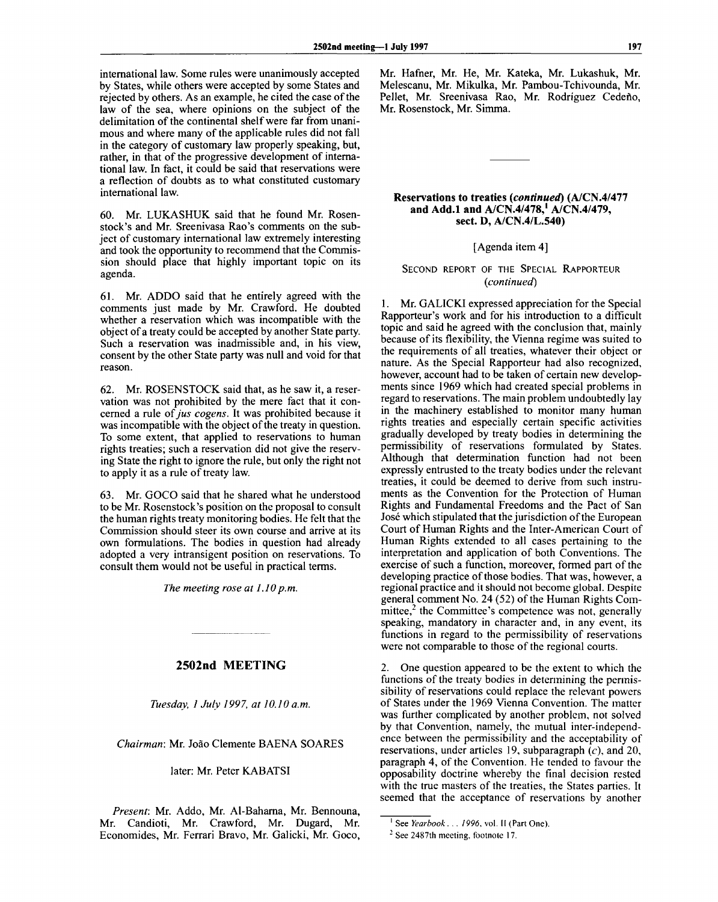international law. Some rules were unanimously accepted by States, while others were accepted by some States and rejected by others. As an example, he cited the case of the law of the sea, where opinions on the subject of the delimitation of the continental shelf were far from unanimous and where many of the applicable rules did not fall in the category of customary law properly speaking, but, rather, in that of the progressive development of international law. In fact, it could be said that reservations were a reflection of doubts as to what constituted customary international law.

60. Mr. LUKASHUK said that he found Mr. Rosenstock's and Mr. Sreenivasa Rao's comments on the subject of customary international law extremely interesting and took the opportunity to recommend that the Commission should place that highly important topic on its agenda.

61. Mr. ADDO said that he entirely agreed with the comments just made by Mr. Crawford. He doubted whether a reservation which was incompatible with the object of a treaty could be accepted by another State party. Such a reservation was inadmissible and, in his view, consent by the other State party was null and void for that reason.

62. Mr. ROSENSTOCK said that, as he saw it, a reservation was not prohibited by the mere fact that it concerned a rule of *jus cogens*. It was prohibited because it was incompatible with the object of the treaty in question. To some extent, that applied to reservations to human rights treaties; such a reservation did not give the reserving State the right to ignore the rule, but only the right not to apply it as a rule of treaty law.

63. Mr. GOCO said that he shared what he understood to be Mr. Rosenstock's position on the proposal to consult the human rights treaty monitoring bodies. He felt that the Commission should steer its own course and arrive at its own formulations. The bodies in question had already adopted a very intransigent position on reservations. To consult them would not be useful in practical terms.

*The meeting rose at 1.10 p.m.*

## 2502nd MEETING

*Tuesday, 1 July 1997, at 10.10 a.m.*

*Chairman*: Mr. João Clemente BAENA SOARES

later: Mr. Peter KABATSI

*Present*: Mr. Addo, Mr. Al-Baharna, Mr. Bennouna, Mr. Candioti, Mr. Crawford, Mr. Dugard, Mr. Economides, Mr. Ferrari Bravo, Mr. Galicki, Mr. Goco, Mr. Hafner, Mr. He, Mr. Kateka, Mr. Lukashuk, Mr. Melescanu, Mr. Mikulka, Mr. Pambou-Tchivounda, Mr. Pellet, Mr. Sreenivasa Rao, Mr. Rodríguez Cedeño, Mr. Rosenstock, Mr. Simma.

### Reservations to treaties (*continued*) (A/CN.4/477 and Add.1 and A/CN.4/478,[1] A/CN.4/479, sect. D, A/CN.4/L.540)

[Agenda item 4]

SECOND REPORT OF THE SPECIAL RAPPORTEUR (*continued*)

1. Mr. GALICKI expressed appreciation for the Special Rapporteur's work and for his introduction to a difficult topic and said he agreed with the conclusion that, mainly because of its flexibility, the Vienna regime was suited to the requirements of all treaties, whatever their object or nature. As the Special Rapporteur had also recognized, however, account had to be taken of certain new developments since 1969 which had created special problems in regard to reservations. The main problem undoubtedly lay in the machinery established to monitor many human rights treaties and especially certain specific activities gradually developed by treaty bodies in determining the permissibility of reservations formulated by States. Although that determination function had not been expressly entrusted to the treaty bodies under the relevant treaties, it could be deemed to derive from such instruments as the Convention for the Protection of Human Rights and Fundamental Freedoms and the Pact of San José which stipulated that the jurisdiction of the European Court of Human Rights and the Inter-American Court of Human Rights extended to all cases pertaining to the interpretation and application of both Conventions. The exercise of such a function, moreover, formed part of the developing practice of those bodies. That was, however, a regional practice and it should not become global. Despite general comment No. 24 (52) of the Human Rights Committee,[2] the Committee's competence was not, generally speaking, mandatory in character and, in any event, its functions in regard to the permissibility of reservations were not comparable to those of the regional courts.

2. One question appeared to be the extent to which the functions of the treaty bodies in determining the permissibility of reservations could replace the relevant powers of States under the 1969 Vienna Convention. The matter was further complicated by another problem, not solved by that Convention, namely, the mutual inter-independence between the permissibility and the acceptability of reservations, under articles 19, subparagraph (*c*), and 20, paragraph 4, of the Convention. He tended to favour the opposability doctrine whereby the final decision rested with the true masters of the treaties, the States parties. It seemed that the acceptance of reservations by another

---

[1] See *Yearbook . . . 1996*, vol. II (Part One).

[2] See 2487th meeting, footnote 17.